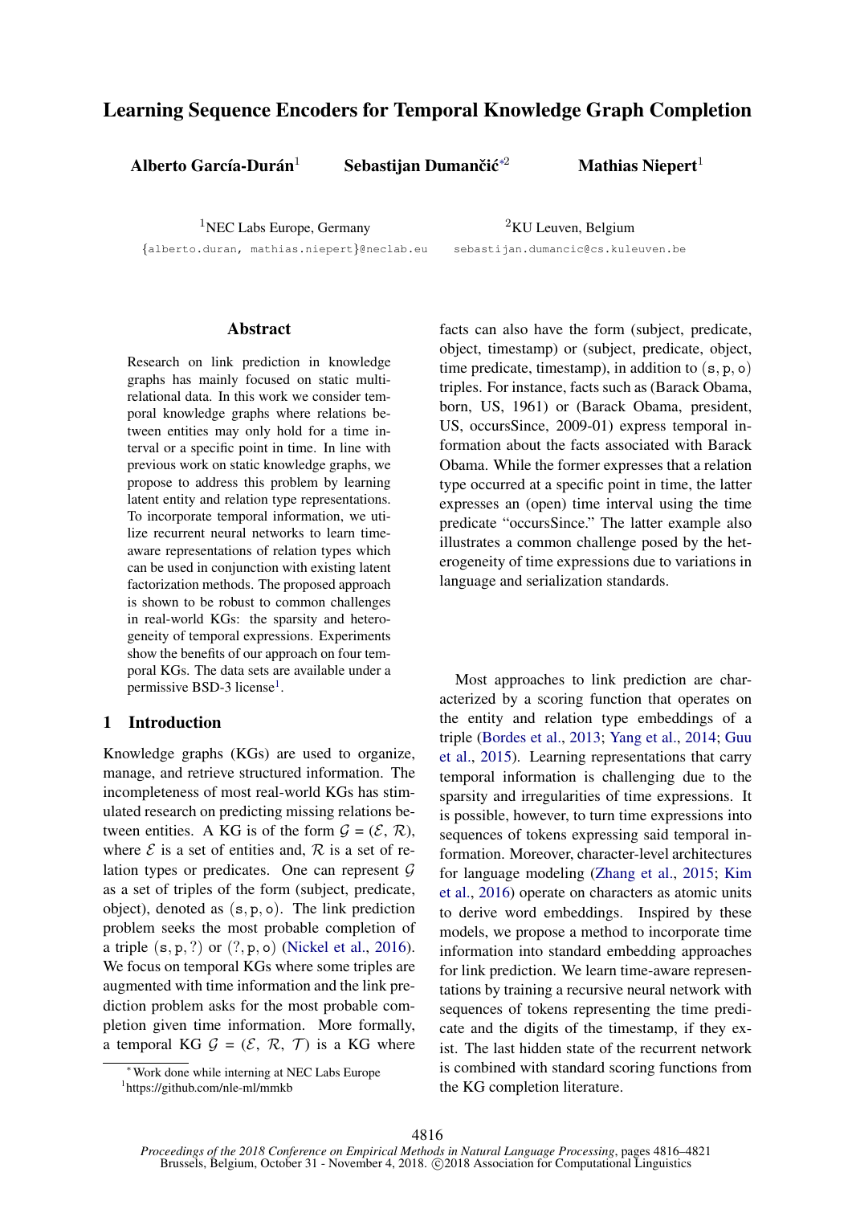# Learning Sequence Encoders for Temporal Knowledge Graph Completion

**Alberto García-Durán**[1] **Sebastijan Dumančić**[*2] **Mathias Niepert**[1]

[1]NEC Labs Europe, Germany
{alberto.duran, mathias.niepert}@neclab.eu

[2]KU Leuven, Belgium
sebastijan.dumancic@cs.kuleuven.be

## Abstract

Research on link prediction in knowledge graphs has mainly focused on static multi-relational data. In this work we consider temporal knowledge graphs where relations between entities may only hold for a time interval or a specific point in time. In line with previous work on static knowledge graphs, we propose to address this problem by learning latent entity and relation type representations. To incorporate temporal information, we utilize recurrent neural networks to learn time-aware representations of relation types which can be used in conjunction with existing latent factorization methods. The proposed approach is shown to be robust to common challenges in real-world KGs: the sparsity and heterogeneity of temporal expressions. Experiments show the benefits of our approach on four temporal KGs. The data sets are available under a permissive BSD-3 license[1].

## 1 Introduction

Knowledge graphs (KGs) are used to organize, manage, and retrieve structured information. The incompleteness of most real-world KGs has stimulated research on predicting missing relations between entities. A KG is of the form $\mathcal{G} = (\mathcal{E}, \mathcal{R})$, where $\mathcal{E}$ is a set of entities and, $\mathcal{R}$ is a set of relation types or predicates. One can represent $\mathcal{G}$ as a set of triples of the form (subject, predicate, object), denoted as $(\mathtt{s}, \mathtt{p}, \mathtt{o})$. The link prediction problem seeks the most probable completion of a triple $(\mathtt{s}, \mathtt{p}, ?)$ or $(?, \mathtt{p}, \mathtt{o})$ (Nickel et al., 2016). We focus on temporal KGs where some triples are augmented with time information and the link prediction problem asks for the most probable completion given time information. More formally, a temporal KG $\mathcal{G} = (\mathcal{E}, \mathcal{R}, \mathcal{T})$ is a KG where facts can also have the form (subject, predicate, object, timestamp) or (subject, predicate, object, time predicate, timestamp), in addition to $(\mathtt{s}, \mathtt{p}, \mathtt{o})$ triples. For instance, facts such as (Barack Obama, born, US, 1961) or (Barack Obama, president, US, occursSince, 2009-01) express temporal information about the facts associated with Barack Obama. While the former expresses that a relation type occurred at a specific point in time, the latter expresses an (open) time interval using the time predicate "occursSince." The latter example also illustrates a common challenge posed by the heterogeneity of time expressions due to variations in language and serialization standards.

Most approaches to link prediction are characterized by a scoring function that operates on the entity and relation type embeddings of a triple (Bordes et al., 2013; Yang et al., 2014; Guu et al., 2015). Learning representations that carry temporal information is challenging due to the sparsity and irregularities of time expressions. It is possible, however, to turn time expressions into sequences of tokens expressing said temporal information. Moreover, character-level architectures for language modeling (Zhang et al., 2015; Kim et al., 2016) operate on characters as atomic units to derive word embeddings. Inspired by these models, we propose a method to incorporate time information into standard embedding approaches for link prediction. We learn time-aware representations by training a recursive neural network with sequences of tokens representing the time predicate and the digits of the timestamp, if they exist. The last hidden state of the recurrent network is combined with standard scoring functions from the KG completion literature.

[*] Work done while interning at NEC Labs Europe
[1] https://github.com/nle-ml/mmkb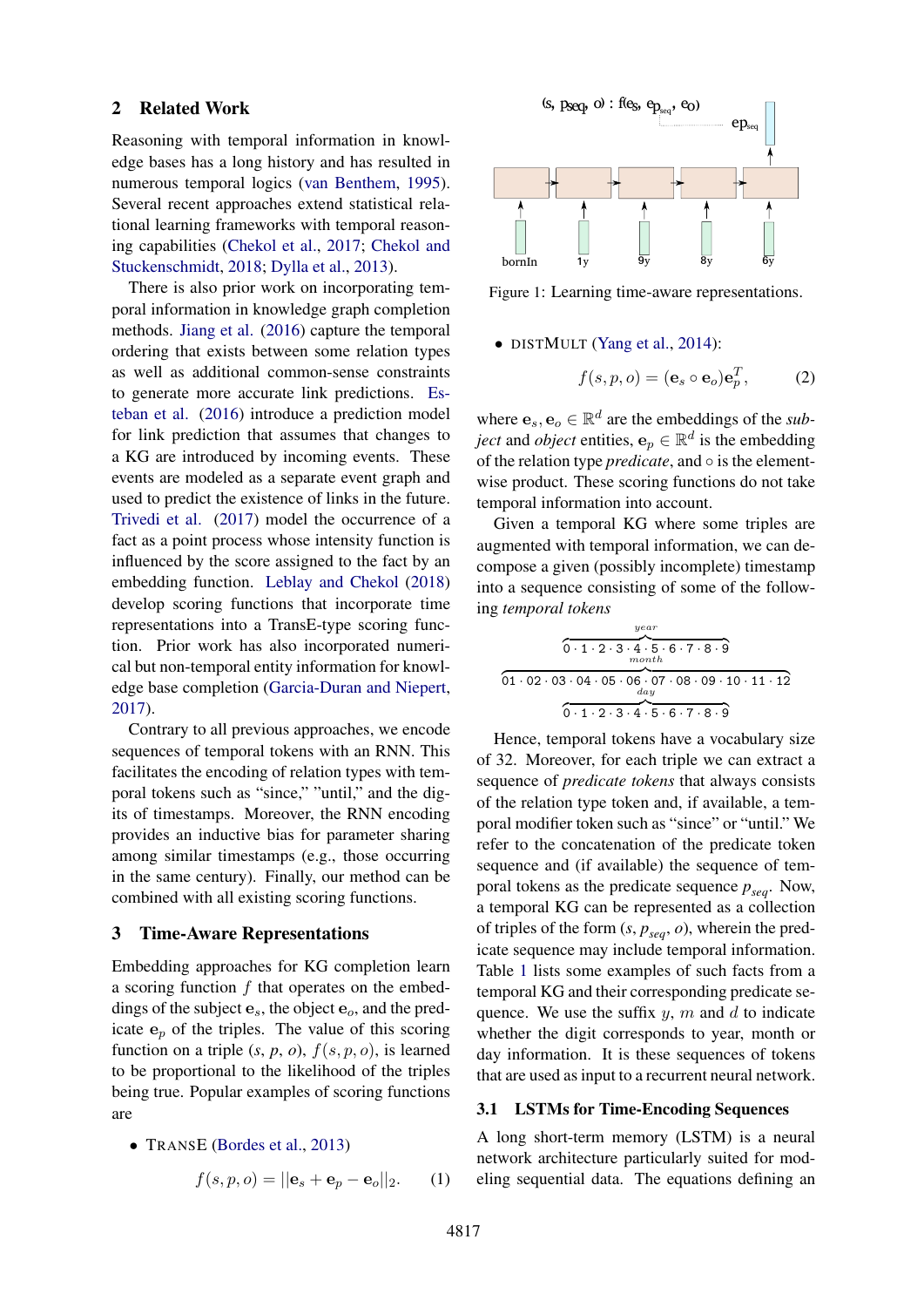## 2 Related Work

Reasoning with temporal information in knowledge bases has a long history and has resulted in numerous temporal logics (van Benthem, 1995). Several recent approaches extend statistical relational learning frameworks with temporal reasoning capabilities (Chekol et al., 2017; Chekol and Stuckenschmidt, 2018; Dylla et al., 2013).

There is also prior work on incorporating temporal information in knowledge graph completion methods. Jiang et al. (2016) capture the temporal ordering that exists between some relation types as well as additional common-sense constraints to generate more accurate link predictions. Esteban et al. (2016) introduce a prediction model for link prediction that assumes that changes to a KG are introduced by incoming events. These events are modeled as a separate event graph and used to predict the existence of links in the future. Trivedi et al. (2017) model the occurrence of a fact as a point process whose intensity function is influenced by the score assigned to the fact by an embedding function. Leblay and Chekol (2018) develop scoring functions that incorporate time representations into a TransE-type scoring function. Prior work has also incorporated numerical but non-temporal entity information for knowledge base completion (Garcia-Duran and Niepert, 2017).

Contrary to all previous approaches, we encode sequences of temporal tokens with an RNN. This facilitates the encoding of relation types with temporal tokens such as "since," "until," and the digits of timestamps. Moreover, the RNN encoding provides an inductive bias for parameter sharing among similar timestamps (e.g., those occurring in the same century). Finally, our method can be combined with all existing scoring functions.

## 3 Time-Aware Representations

Embedding approaches for KG completion learn a scoring function $f$ that operates on the embeddings of the subject $\mathbf{e}_s$, the object $\mathbf{e}_o$, and the predicate $\mathbf{e}_p$ of the triples. The value of this scoring function on a triple $(s, p, o)$, $f(s, p, o)$, is learned to be proportional to the likelihood of the triples being true. Popular examples of scoring functions are

- TRANSE (Bordes et al., 2013)

$$f(s, p, o) = ||\mathbf{e}_s + \mathbf{e}_p - \mathbf{e}_o||_2. \quad (1)$$

(s, pseq, o) : f(es, epseq, eo)

epseq

bornIn 1y 9y 8y 6y

Figure 1: Learning time-aware representations.

- DISTMULT (Yang et al., 2014):

$$f(s, p, o) = (\mathbf{e}_s \circ \mathbf{e}_o)\mathbf{e}_p^T, \quad (2)$$

where $\mathbf{e}_s, \mathbf{e}_o \in \mathbb{R}^d$ are the embeddings of the *subject* and *object* entities, $\mathbf{e}_p \in \mathbb{R}^d$ is the embedding of the relation type *predicate*, and $\circ$ is the element-wise product. These scoring functions do not take temporal information into account.

Given a temporal KG where some triples are augmented with temporal information, we can decompose a given (possibly incomplete) timestamp into a sequence consisting of some of the following *temporal tokens*

$$\overbrace{0 \cdot 1 \cdot 2 \cdot 3 \cdot 4 \cdot 5 \cdot 6 \cdot 7 \cdot 8 \cdot 9}^{year}$$

$$\overbrace{01 \cdot 02 \cdot 03 \cdot 04 \cdot 05 \cdot 06 \cdot 07 \cdot 08 \cdot 09 \cdot 10 \cdot 11 \cdot 12}^{month}$$

$$\overbrace{0 \cdot 1 \cdot 2 \cdot 3 \cdot 4 \cdot 5 \cdot 6 \cdot 7 \cdot 8 \cdot 9}^{day}$$

Hence, temporal tokens have a vocabulary size of 32. Moreover, for each triple we can extract a sequence of *predicate tokens* that always consists of the relation type token and, if available, a temporal modifier token such as "since" or "until." We refer to the concatenation of the predicate token sequence and (if available) the sequence of temporal tokens as the predicate sequence $p_{seq}$. Now, a temporal KG can be represented as a collection of triples of the form $(s, p_{seq}, o)$, wherein the predicate sequence may include temporal information. Table 1 lists some examples of such facts from a temporal KG and their corresponding predicate sequence. We use the suffix $y$, $m$ and $d$ to indicate whether the digit corresponds to year, month or day information. It is these sequences of tokens that are used as input to a recurrent neural network.

### 3.1 LSTMs for Time-Encoding Sequences

A long short-term memory (LSTM) is a neural network architecture particularly suited for modeling sequential data. The equations defining an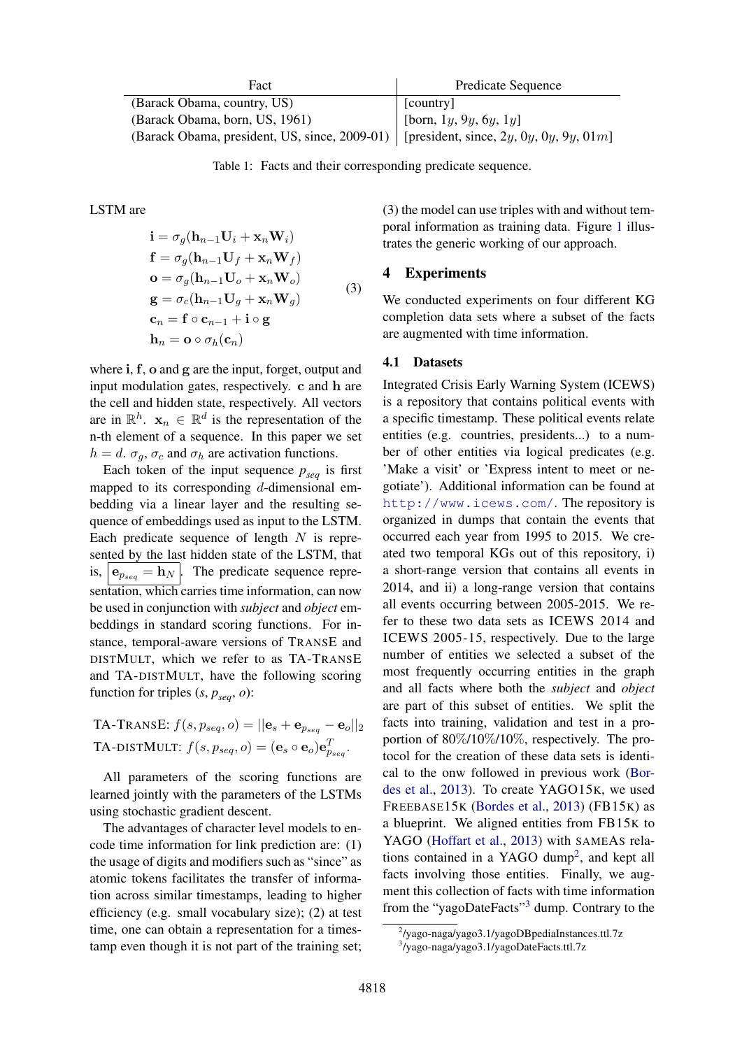| Fact | Predicate Sequence |
|---|---|
| (Barack Obama, country, US) | [country] |
| (Barack Obama, born, US, 1961) | [born, $1y$, $9y$, $6y$, $1y$] |
| (Barack Obama, president, US, since, 2009-01) | [president, since, $2y$, $0y$, $0y$, $9y$, $01m$] |

Table 1: Facts and their corresponding predicate sequence.

LSTM are

$$
\begin{aligned}
\mathbf{i} &= \sigma_g(\mathbf{h}_{n-1}\mathbf{U}_i + \mathbf{x}_n\mathbf{W}_i) \\
\mathbf{f} &= \sigma_g(\mathbf{h}_{n-1}\mathbf{U}_f + \mathbf{x}_n\mathbf{W}_f) \\
\mathbf{o} &= \sigma_g(\mathbf{h}_{n-1}\mathbf{U}_o + \mathbf{x}_n\mathbf{W}_o) \\
\mathbf{g} &= \sigma_c(\mathbf{h}_{n-1}\mathbf{U}_g + \mathbf{x}_n\mathbf{W}_g) \\
\mathbf{c}_n &= \mathbf{f} \circ \mathbf{c}_{n-1} + \mathbf{i} \circ \mathbf{g} \\
\mathbf{h}_n &= \mathbf{o} \circ \sigma_h(\mathbf{c}_n)
\end{aligned}
\tag{3}
$$

where $\mathbf{i}$, $\mathbf{f}$, $\mathbf{o}$ and $\mathbf{g}$ are the input, forget, output and input modulation gates, respectively. $\mathbf{c}$ and $\mathbf{h}$ are the cell and hidden state, respectively. All vectors are in $\mathbb{R}^h$. $\mathbf{x}_n \in \mathbb{R}^d$ is the representation of the n-th element of a sequence. In this paper we set $h = d$. $\sigma_g$, $\sigma_c$ and $\sigma_h$ are activation functions.

Each token of the input sequence $p_{seq}$ is first mapped to its corresponding $d$-dimensional embedding via a linear layer and the resulting sequence of embeddings used as input to the LSTM. Each predicate sequence of length $N$ is represented by the last hidden state of the LSTM, that is, $\boxed{\mathbf{e}_{p_{seq}} = \mathbf{h}_N}$. The predicate sequence representation, which carries time information, can now be used in conjunction with *subject* and *object* embeddings in standard scoring functions. For instance, temporal-aware versions of TRANSE and DISTMULT, which we refer to as TA-TRANSE and TA-DISTMULT, have the following scoring function for triples ($s$, $p_{seq}$, $o$):

TA-TRANSE: $f(s, p_{seq}, o) = ||\mathbf{e}_s + \mathbf{e}_{p_{seq}} - \mathbf{e}_o||_2$

TA-DISTMULT: $f(s, p_{seq}, o) = (\mathbf{e}_s \circ \mathbf{e}_o)\mathbf{e}_{p_{seq}}^T$.

All parameters of the scoring functions are learned jointly with the parameters of the LSTMs using stochastic gradient descent.

The advantages of character level models to encode time information for link prediction are: (1) the usage of digits and modifiers such as "since" as atomic tokens facilitates the transfer of information across similar timestamps, leading to higher efficiency (e.g. small vocabulary size); (2) at test time, one can obtain a representation for a timestamp even though it is not part of the training set; (3) the model can use triples with and without temporal information as training data. Figure 1 illustrates the generic working of our approach.

## 4 Experiments

We conducted experiments on four different KG completion data sets where a subset of the facts are augmented with time information.

### 4.1 Datasets

Integrated Crisis Early Warning System (ICEWS) is a repository that contains political events with a specific timestamp. These political events relate entities (e.g. countries, presidents...) to a number of other entities via logical predicates (e.g. 'Make a visit' or 'Express intent to meet or negotiate'). Additional information can be found at http://www.icews.com/. The repository is organized in dumps that contain the events that occurred each year from 1995 to 2015. We created two temporal KGs out of this repository, i) a short-range version that contains all events in 2014, and ii) a long-range version that contains all events occurring between 2005-2015. We refer to these two data sets as ICEWS 2014 and ICEWS 2005-15, respectively. Due to the large number of entities we selected a subset of the most frequently occurring entities in the graph and all facts where both the *subject* and *object* are part of this subset of entities. We split the facts into training, validation and test in a proportion of 80%/10%/10%, respectively. The protocol for the creation of these data sets is identical to the onw followed in previous work (Bordes et al., 2013). To create YAGO15K, we used FREEBASE15K (Bordes et al., 2013) (FB15K) as a blueprint. We aligned entities from FB15K to YAGO (Hoffart et al., 2013) with SAMEAS relations contained in a YAGO dump[2], and kept all facts involving those entities. Finally, we augment this collection of facts with time information from the "yagoDateFacts"[3] dump. Contrary to the

[2]/yago-naga/yago3.1/yagoDBpediaInstances.ttl.7z

[3]/yago-naga/yago3.1/yagoDateFacts.ttl.7z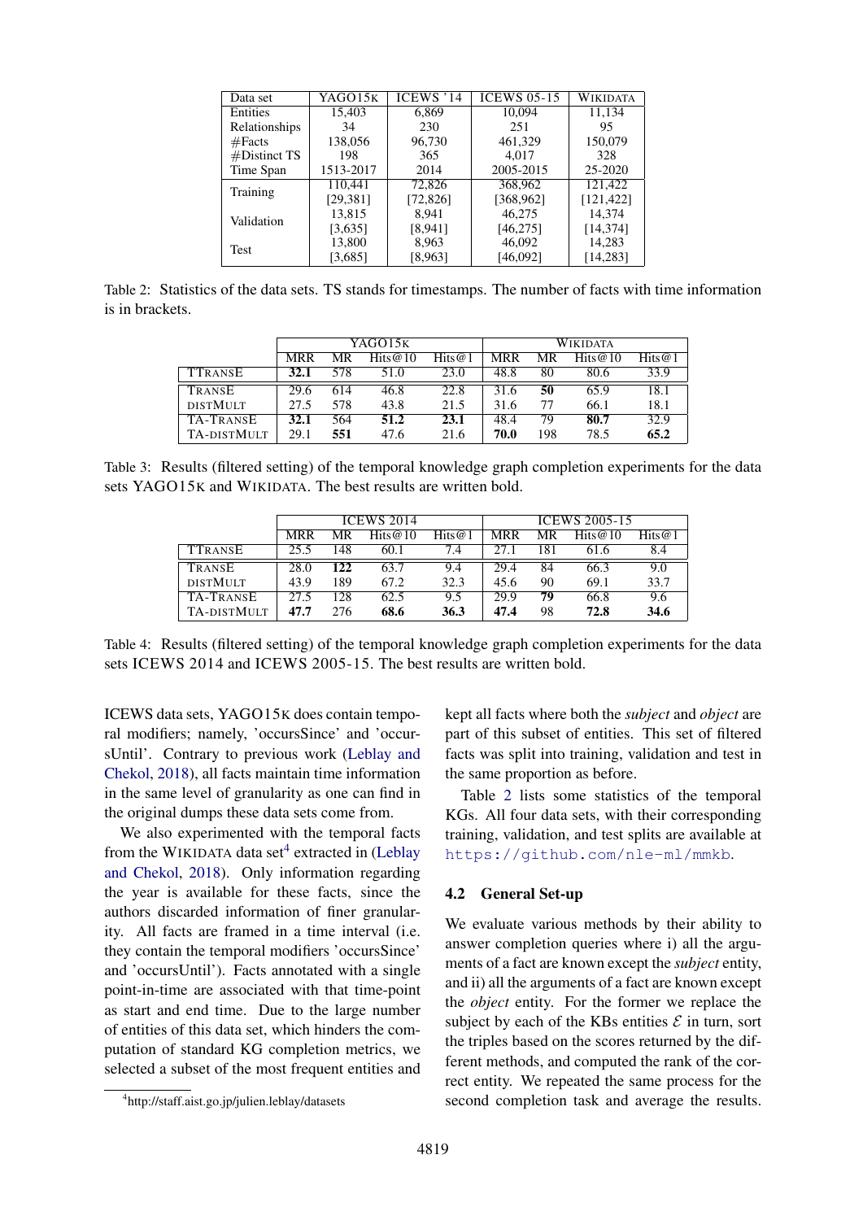| Data set | YAGO15K | ICEWS '14 | ICEWS 05-15 | WIKIDATA |
|---|---|---|---|---|
| Entities | 15,403 | 6,869 | 10,094 | 11,134 |
| Relationships | 34 | 230 | 251 | 95 |
| #Facts | 138,056 | 96,730 | 461,329 | 150,079 |
| #Distinct TS | 198 | 365 | 4,017 | 328 |
| Time Span | 1513-2017 | 2014 | 2005-2015 | 25-2020 |
| Training | 110,441 [29,381] | 72,826 [72,826] | 368,962 [368,962] | 121,422 [121,422] |
| Validation | 13,815 [3,635] | 8,941 [8,941] | 46,275 [46,275] | 14,374 [14,374] |
| Test | 13,800 [3,685] | 8,963 [8,963] | 46,092 [46,092] | 14,283 [14,283] |

Table 2: Statistics of the data sets. TS stands for timestamps. The number of facts with time information is in brackets.

| | YAGO15K | | | | WIKIDATA | | | |
|---|---|---|---|---|---|---|---|---|
| | MRR | MR | Hits@10 | Hits@1 | MRR | MR | Hits@10 | Hits@1 |
| TTRANSE | **32.1** | 578 | 51.0 | 23.0 | 48.8 | 80 | 80.6 | 33.9 |
| TRANSE | 29.6 | 614 | 46.8 | 22.8 | 31.6 | **50** | 65.9 | 18.1 |
| DISTMULT | 27.5 | 578 | 43.8 | 21.5 | 31.6 | 77 | 66.1 | 18.1 |
| TA-TRANSE | **32.1** | 564 | **51.2** | **23.1** | 48.4 | 79 | **80.7** | 32.9 |
| TA-DISTMULT | 29.1 | **551** | 47.6 | 21.6 | **70.0** | 198 | 78.5 | **65.2** |

Table 3: Results (filtered setting) of the temporal knowledge graph completion experiments for the data sets YAGO15K and WIKIDATA. The best results are written bold.

| | ICEWS 2014 | | | | ICEWS 2005-15 | | | |
|---|---|---|---|---|---|---|---|---|
| | MRR | MR | Hits@10 | Hits@1 | MRR | MR | Hits@10 | Hits@1 |
| TTRANSE | 25.5 | 148 | 60.1 | 7.4 | 27.1 | 181 | 61.6 | 8.4 |
| TRANSE | 28.0 | **122** | 63.7 | 9.4 | 29.4 | 84 | 66.3 | 9.0 |
| DISTMULT | 43.9 | 189 | 67.2 | 32.3 | 45.6 | 90 | 69.1 | 33.7 |
| TA-TRANSE | 27.5 | 128 | 62.5 | 9.5 | 29.9 | **79** | 66.8 | 9.6 |
| TA-DISTMULT | **47.7** | 276 | **68.6** | **36.3** | **47.4** | 98 | **72.8** | **34.6** |

Table 4: Results (filtered setting) of the temporal knowledge graph completion experiments for the data sets ICEWS 2014 and ICEWS 2005-15. The best results are written bold.

ICEWS data sets, YAGO15K does contain temporal modifiers; namely, 'occursSince' and 'occursUntil'. Contrary to previous work (Leblay and Chekol, 2018), all facts maintain time information in the same level of granularity as one can find in the original dumps these data sets come from.

We also experimented with the temporal facts from the WIKIDATA data set[4] extracted in (Leblay and Chekol, 2018). Only information regarding the year is available for these facts, since the authors discarded information of finer granularity. All facts are framed in a time interval (i.e. they contain the temporal modifiers 'occursSince' and 'occursUntil'). Facts annotated with a single point-in-time are associated with that time-point as start and end time. Due to the large number of entities of this data set, which hinders the computation of standard KG completion metrics, we selected a subset of the most frequent entities and kept all facts where both the *subject* and *object* are part of this subset of entities. This set of filtered facts was split into training, validation and test in the same proportion as before.

[4] http://staff.aist.go.jp/julien.leblay/datasets

Table 2 lists some statistics of the temporal KGs. All four data sets, with their corresponding training, validation, and test splits are available at https://github.com/nle-ml/mmkb.

## 4.2 General Set-up

We evaluate various methods by their ability to answer completion queries where i) all the arguments of a fact are known except the *subject* entity, and ii) all the arguments of a fact are known except the *object* entity. For the former we replace the subject by each of the KBs entities $\mathcal{E}$ in turn, sort the triples based on the scores returned by the different methods, and computed the rank of the correct entity. We repeated the same process for the second completion task and average the results.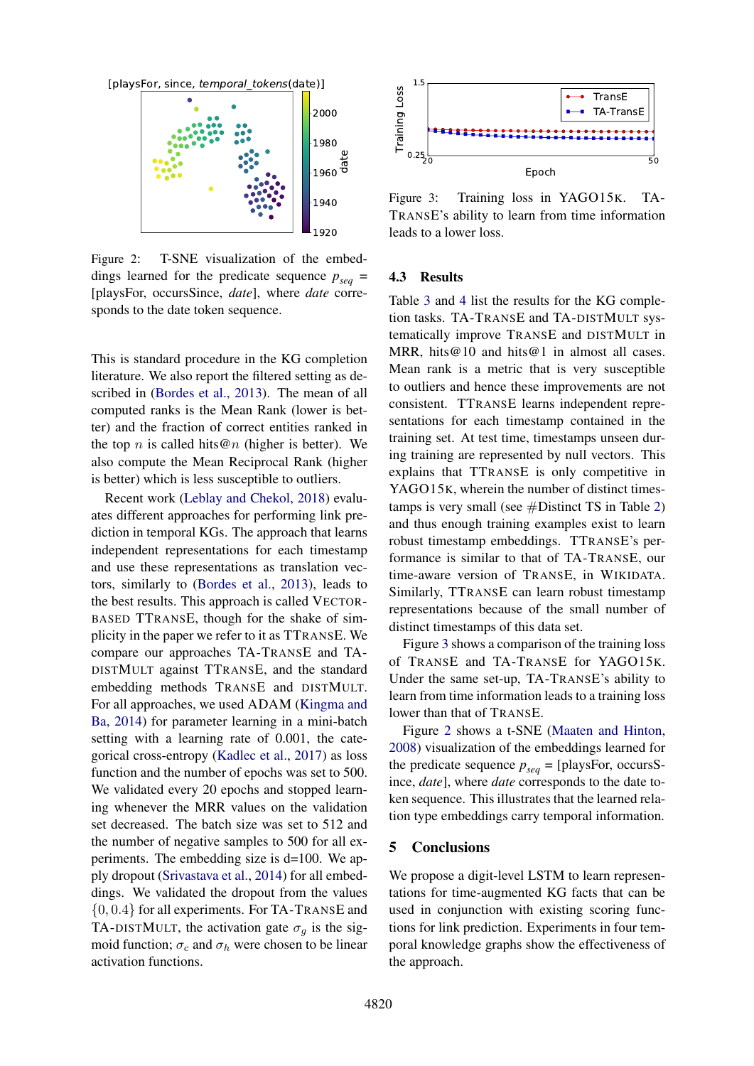Figure 2: T-SNE visualization of the embeddings learned for the predicate sequence $p_{seq}$ = [playsFor, occursSince, *date*], where *date* corresponds to the date token sequence.

This is standard procedure in the KG completion literature. We also report the filtered setting as described in (Bordes et al., 2013). The mean of all computed ranks is the Mean Rank (lower is better) and the fraction of correct entities ranked in the top $n$ is called hits@$n$ (higher is better). We also compute the Mean Reciprocal Rank (higher is better) which is less susceptible to outliers.

Recent work (Leblay and Chekol, 2018) evaluates different approaches for performing link prediction in temporal KGs. The approach that learns independent representations for each timestamp and use these representations as translation vectors, similarly to (Bordes et al., 2013), leads to the best results. This approach is called VECTOR-BASED TTRANSE, though for the shake of simplicity in the paper we refer to it as TTRANSE. We compare our approaches TA-TRANSE and TA-DISTMULT against TTRANSE, and the standard embedding methods TRANSE and DISTMULT. For all approaches, we used ADAM (Kingma and Ba, 2014) for parameter learning in a mini-batch setting with a learning rate of 0.001, the categorical cross-entropy (Kadlec et al., 2017) as loss function and the number of epochs was set to 500. We validated every 20 epochs and stopped learning whenever the MRR values on the validation set decreased. The batch size was set to 512 and the number of negative samples to 500 for all experiments. The embedding size is d=100. We apply dropout (Srivastava et al., 2014) for all embeddings. We validated the dropout from the values $\{0, 0.4\}$ for all experiments. For TA-TRANSE and TA-DISTMULT, the activation gate $\sigma_g$ is the sigmoid function; $\sigma_c$ and $\sigma_h$ were chosen to be linear activation functions.

Figure 3: Training loss in YAGO15K. TA-TRANSE's ability to learn from time information leads to a lower loss.

### 4.3 Results

Table 3 and 4 list the results for the KG completion tasks. TA-TRANSE and TA-DISTMULT systematically improve TRANSE and DISTMULT in MRR, hits@10 and hits@1 in almost all cases. Mean rank is a metric that is very susceptible to outliers and hence these improvements are not consistent. TTRANSE learns independent representations for each timestamp contained in the training set. At test time, timestamps unseen during training are represented by null vectors. This explains that TTRANSE is only competitive in YAGO15K, wherein the number of distinct timestamps is very small (see #Distinct TS in Table 2) and thus enough training examples exist to learn robust timestamp embeddings. TTRANSE's performance is similar to that of TA-TRANSE, our time-aware version of TRANSE, in WIKIDATA. Similarly, TTRANSE can learn robust timestamp representations because of the small number of distinct timestamps of this data set.

Figure 3 shows a comparison of the training loss of TRANSE and TA-TRANSE for YAGO15K. Under the same set-up, TA-TRANSE's ability to learn from time information leads to a training loss lower than that of TRANSE.

Figure 2 shows a t-SNE (Maaten and Hinton, 2008) visualization of the embeddings learned for the predicate sequence $p_{seq}$ = [playsFor, occursSince, *date*], where *date* corresponds to the date token sequence. This illustrates that the learned relation type embeddings carry temporal information.

## 5 Conclusions

We propose a digit-level LSTM to learn representations for time-augmented KG facts that can be used in conjunction with existing scoring functions for link prediction. Experiments in four temporal knowledge graphs show the effectiveness of the approach.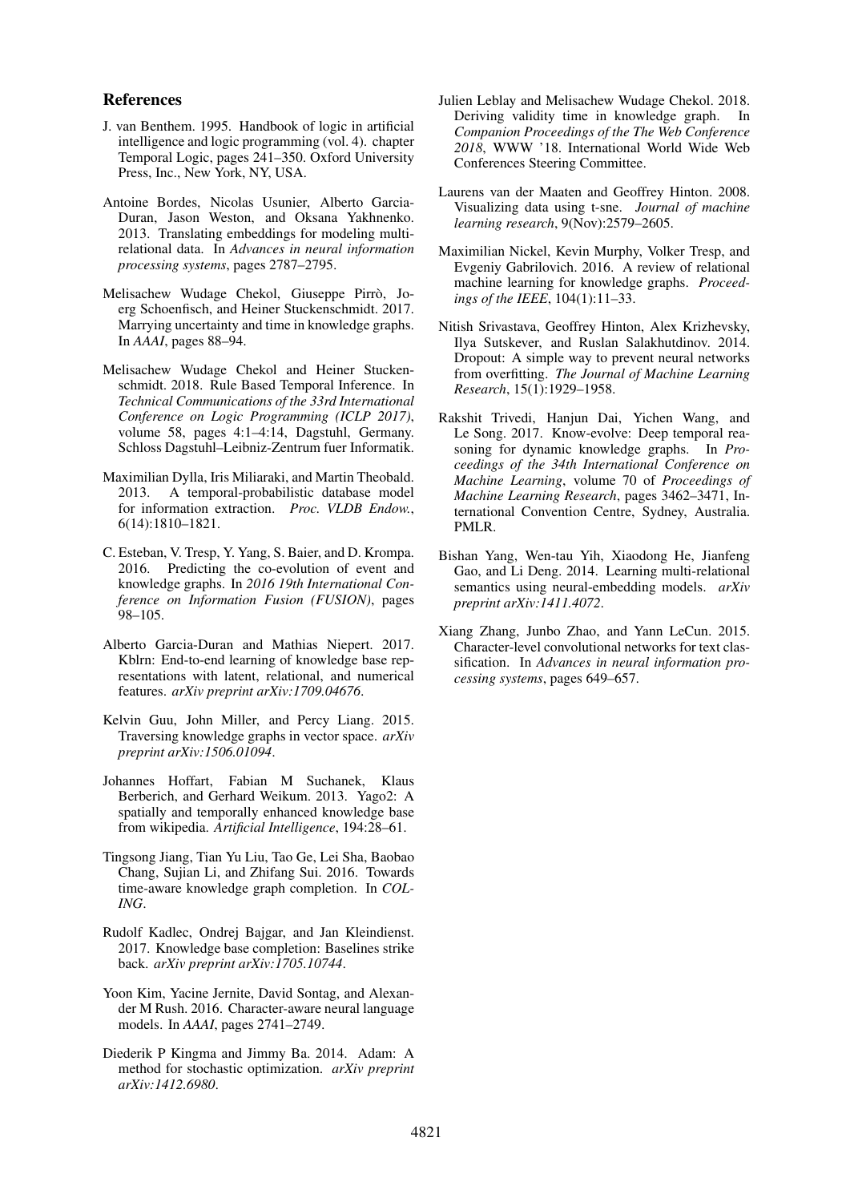## References

J. van Benthem. 1995. Handbook of logic in artificial intelligence and logic programming (vol. 4). chapter Temporal Logic, pages 241–350. Oxford University Press, Inc., New York, NY, USA.

Antoine Bordes, Nicolas Usunier, Alberto Garcia-Duran, Jason Weston, and Oksana Yakhnenko. 2013. Translating embeddings for modeling multi-relational data. In *Advances in neural information processing systems*, pages 2787–2795.

Melisachew Wudage Chekol, Giuseppe Pirrò, Joerg Schoenfisch, and Heiner Stuckenschmidt. 2017. Marrying uncertainty and time in knowledge graphs. In *AAAI*, pages 88–94.

Melisachew Wudage Chekol and Heiner Stuckenschmidt. 2018. Rule Based Temporal Inference. In *Technical Communications of the 33rd International Conference on Logic Programming (ICLP 2017)*, volume 58, pages 4:1–4:14, Dagstuhl, Germany. Schloss Dagstuhl–Leibniz-Zentrum fuer Informatik.

Maximilian Dylla, Iris Miliaraki, and Martin Theobald. 2013. A temporal-probabilistic database model for information extraction. *Proc. VLDB Endow.*, 6(14):1810–1821.

C. Esteban, V. Tresp, Y. Yang, S. Baier, and D. Krompa. 2016. Predicting the co-evolution of event and knowledge graphs. In *2016 19th International Conference on Information Fusion (FUSION)*, pages 98–105.

Alberto Garcia-Duran and Mathias Niepert. 2017. Kblrn: End-to-end learning of knowledge base representations with latent, relational, and numerical features. *arXiv preprint arXiv:1709.04676*.

Kelvin Guu, John Miller, and Percy Liang. 2015. Traversing knowledge graphs in vector space. *arXiv preprint arXiv:1506.01094*.

Johannes Hoffart, Fabian M Suchanek, Klaus Berberich, and Gerhard Weikum. 2013. Yago2: A spatially and temporally enhanced knowledge base from wikipedia. *Artificial Intelligence*, 194:28–61.

Tingsong Jiang, Tian Yu Liu, Tao Ge, Lei Sha, Baobao Chang, Sujian Li, and Zhifang Sui. 2016. Towards time-aware knowledge graph completion. In *COLING*.

Rudolf Kadlec, Ondrej Bajgar, and Jan Kleindienst. 2017. Knowledge base completion: Baselines strike back. *arXiv preprint arXiv:1705.10744*.

Yoon Kim, Yacine Jernite, David Sontag, and Alexander M Rush. 2016. Character-aware neural language models. In *AAAI*, pages 2741–2749.

Diederik P Kingma and Jimmy Ba. 2014. Adam: A method for stochastic optimization. *arXiv preprint arXiv:1412.6980*.

Julien Leblay and Melisachew Wudage Chekol. 2018. Deriving validity time in knowledge graph. In *Companion Proceedings of the The Web Conference 2018*, WWW '18. International World Wide Web Conferences Steering Committee.

Laurens van der Maaten and Geoffrey Hinton. 2008. Visualizing data using t-sne. *Journal of machine learning research*, 9(Nov):2579–2605.

Maximilian Nickel, Kevin Murphy, Volker Tresp, and Evgeniy Gabrilovich. 2016. A review of relational machine learning for knowledge graphs. *Proceedings of the IEEE*, 104(1):11–33.

Nitish Srivastava, Geoffrey Hinton, Alex Krizhevsky, Ilya Sutskever, and Ruslan Salakhutdinov. 2014. Dropout: A simple way to prevent neural networks from overfitting. *The Journal of Machine Learning Research*, 15(1):1929–1958.

Rakshit Trivedi, Hanjun Dai, Yichen Wang, and Le Song. 2017. Know-evolve: Deep temporal reasoning for dynamic knowledge graphs. In *Proceedings of the 34th International Conference on Machine Learning*, volume 70 of *Proceedings of Machine Learning Research*, pages 3462–3471, International Convention Centre, Sydney, Australia. PMLR.

Bishan Yang, Wen-tau Yih, Xiaodong He, Jianfeng Gao, and Li Deng. 2014. Learning multi-relational semantics using neural-embedding models. *arXiv preprint arXiv:1411.4072*.

Xiang Zhang, Junbo Zhao, and Yann LeCun. 2015. Character-level convolutional networks for text classification. In *Advances in neural information processing systems*, pages 649–657.